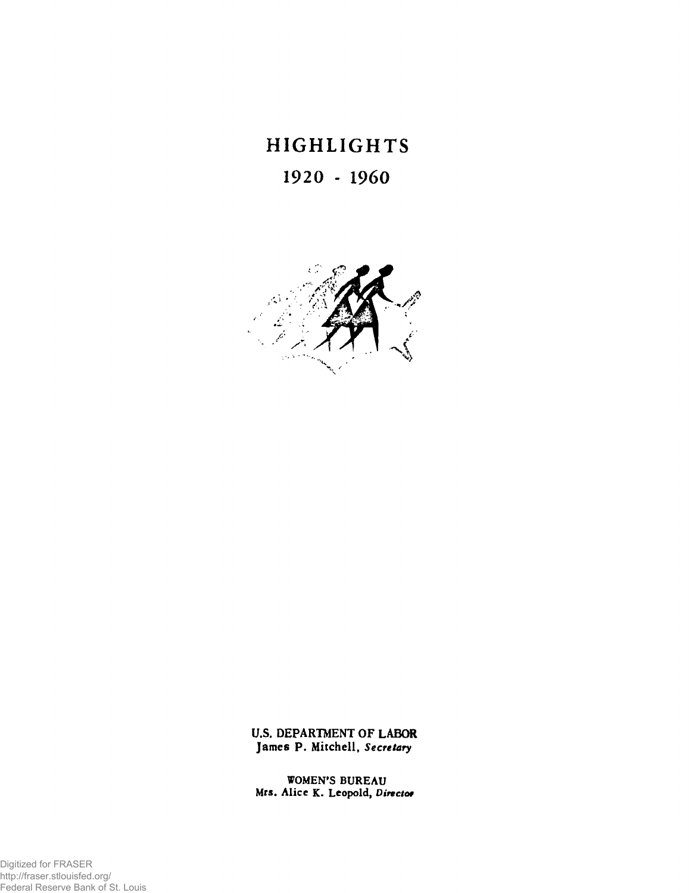# HIGHLIGHTS

## 1920 - 1960

**U.S. DEPARTMENT OF LABOR**
James P. Mitchell, *Secretary*

**WOMEN'S BUREAU**
Mrs. Alice K. Leopold, *Director*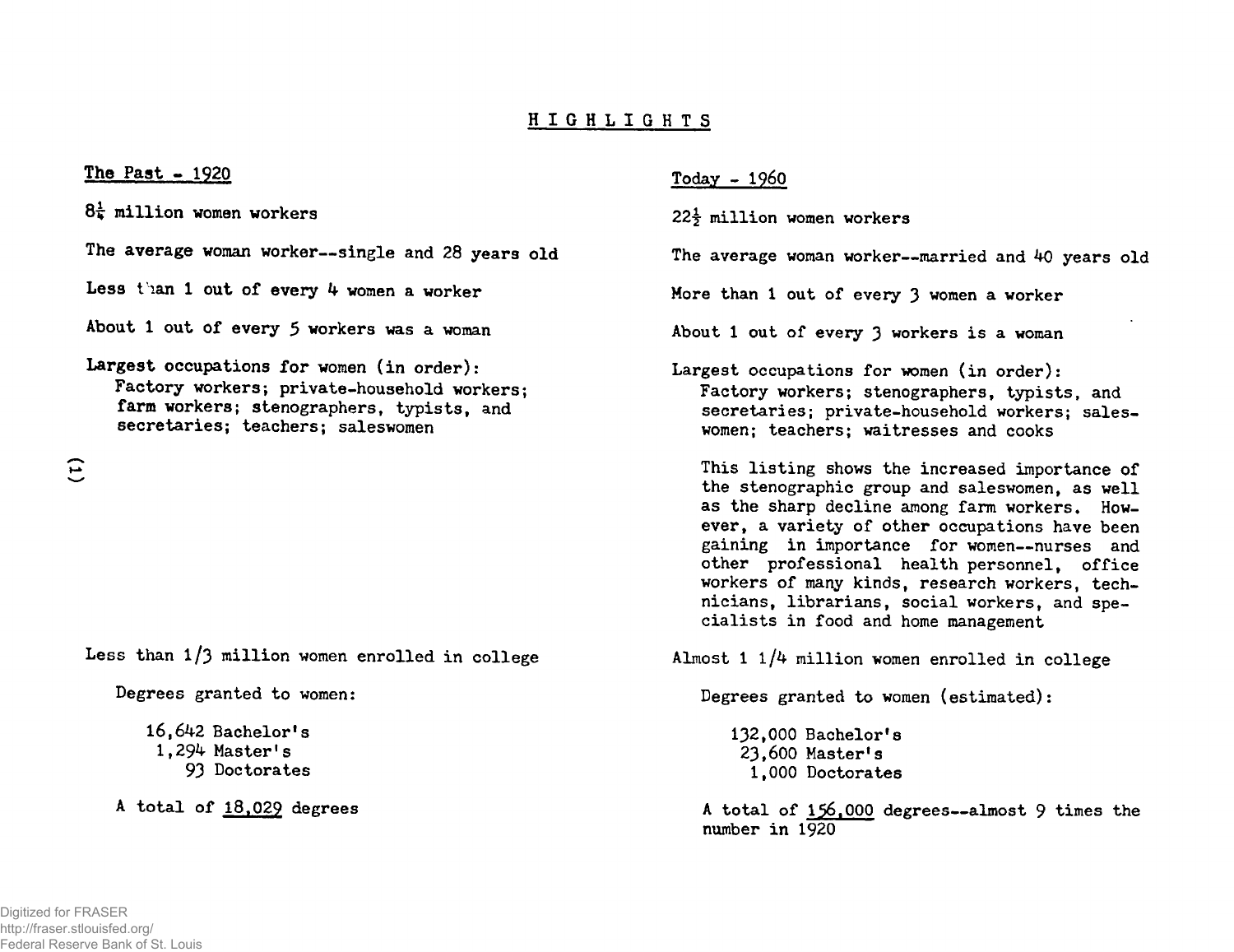# HIGHLIGHTS

## The Past - 1920

$8\frac{1}{4}$ million women workers

The average woman worker--single and 28 years old

Less than 1 out of every 4 women a worker

About 1 out of every 5 workers was a woman

Largest occupations for women (in order):
Factory workers; private-household workers; farm workers; stenographers, typists, and secretaries; teachers; saleswomen

Less than 1/3 million women enrolled in college

Degrees granted to women:

16,642 Bachelor's
1,294 Master's
93 Doctorates

A total of 18,029 degrees

## Today - 1960

$22\frac{1}{2}$ million women workers

The average woman worker--married and 40 years old

More than 1 out of every 3 women a worker

About 1 out of every 3 workers is a woman

Largest occupations for women (in order):
Factory workers; stenographers, typists, and secretaries; private-household workers; saleswomen; teachers; waitresses and cooks

This listing shows the increased importance of the stenographic group and saleswomen, as well as the sharp decline among farm workers. However, a variety of other occupations have been gaining in importance for women--nurses and other professional health personnel, office workers of many kinds, research workers, technicians, librarians, social workers, and specialists in food and home management

Almost 1 1/4 million women enrolled in college

Degrees granted to women (estimated):

132,000 Bachelor's
23,600 Master's
1,000 Doctorates

A total of 156,000 degrees--almost 9 times the number in 1920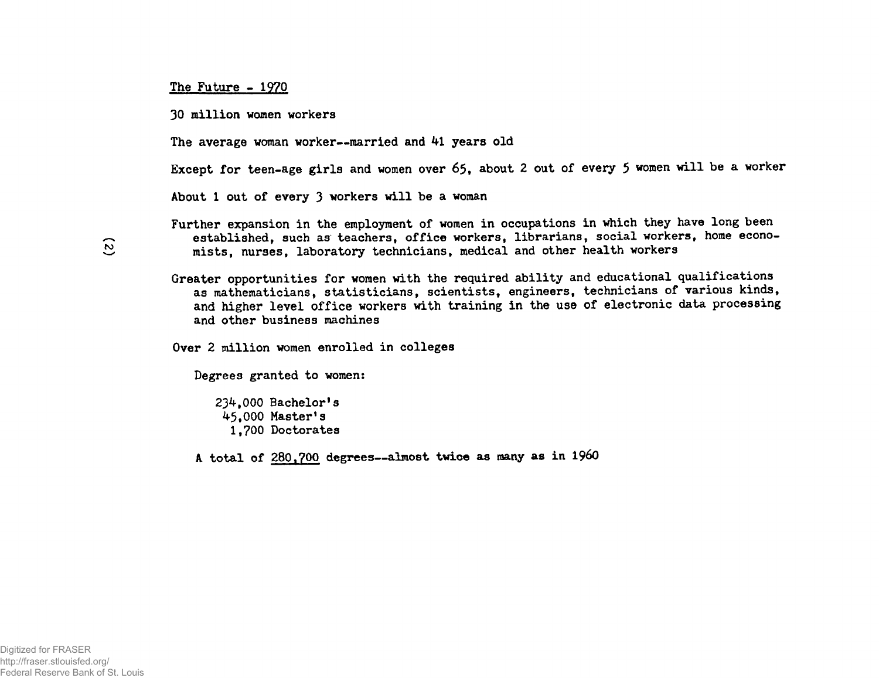## The Future - 1970

30 million women workers

The average woman worker--married and 41 years old

Except for teen-age girls and women over 65, about 2 out of every 5 women will be a worker

About 1 out of every 3 workers will be a woman

Further expansion in the employment of women in occupations in which they have long been established, such as teachers, office workers, librarians, social workers, home economists, nurses, laboratory technicians, medical and other health workers

Greater opportunities for women with the required ability and educational qualifications as mathematicians, statisticians, scientists, engineers, technicians of various kinds, and higher level office workers with training in the use of electronic data processing and other business machines

Over 2 million women enrolled in colleges

Degrees granted to women:

234,000 Bachelor's
45,000 Master's
1,700 Doctorates

**A total of 280,700 degrees--almost twice as many as in 1960**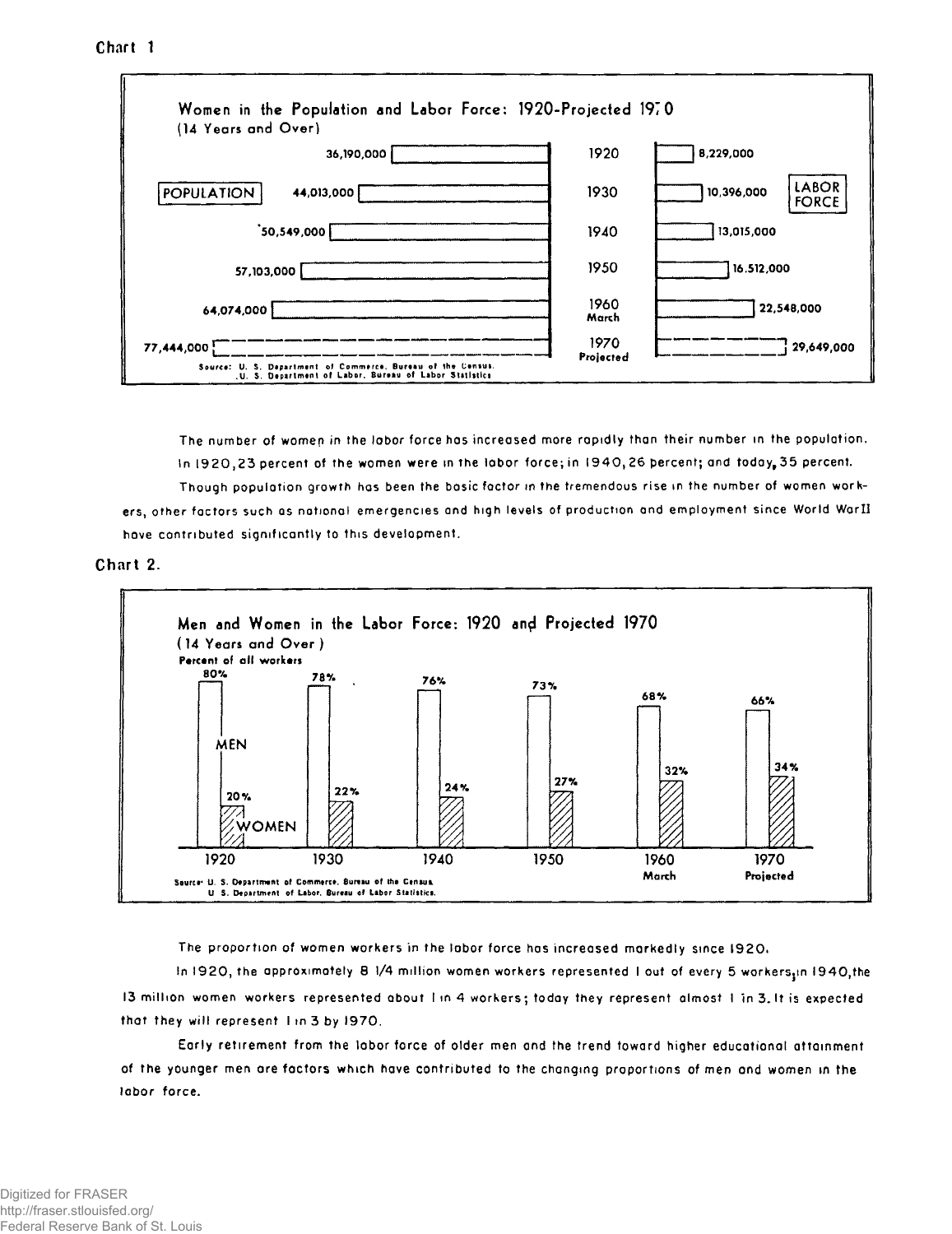Chart 1

## Women in the Population and Labor Force: 1920-Projected 1970
(14 Years and Over)

| Year | Population | Labor Force |
|---|---|---|
| 1920 | 36,190,000 | 8,229,000 |
| 1930 | 44,013,000 | 10,396,000 |
| 1940 | 50,549,000 | 13,015,000 |
| 1950 | 57,103,000 | 16,512,000 |
| 1960 March | 64,074,000 | 22,548,000 |
| 1970 Projected | 77,444,000 | 29,649,000 |

Source: U. S. Department of Commerce, Bureau of the Census. U. S. Department of Labor, Bureau of Labor Statistics

The number of women in the labor force has increased more rapidly than their number in the population. In 1920, 23 percent of the women were in the labor force; in 1940, 26 percent; and today, 35 percent.

Though population growth has been the basic factor in the tremendous rise in the number of women workers, other factors such as national emergencies and high levels of production and employment since World War II have contributed significantly to this development.

Chart 2.

## Men and Women in the Labor Force: 1920 and Projected 1970
(14 Years and Over)

Percent of all workers

| Year | Men | Women |
|---|---|---|
| 1920 | 80% | 20% |
| 1930 | 78% | 22% |
| 1940 | 76% | 24% |
| 1950 | 73% | 27% |
| 1960 March | 68% | 32% |
| 1970 Projected | 66% | 34% |

Source: U. S. Department of Commerce, Bureau of the Census. U. S. Department of Labor, Bureau of Labor Statistics.

The proportion of women workers in the labor force has increased markedly since 1920.

In 1920, the approximately 8 1/4 million women workers represented 1 out of every 5 workers; in 1940, the 13 million women workers represented about 1 in 4 workers; today they represent almost 1 in 3. It is expected that they will represent 1 in 3 by 1970.

Early retirement from the labor force of older men and the trend toward higher educational attainment of the younger men are factors which have contributed to the changing proportions of men and women in the labor force.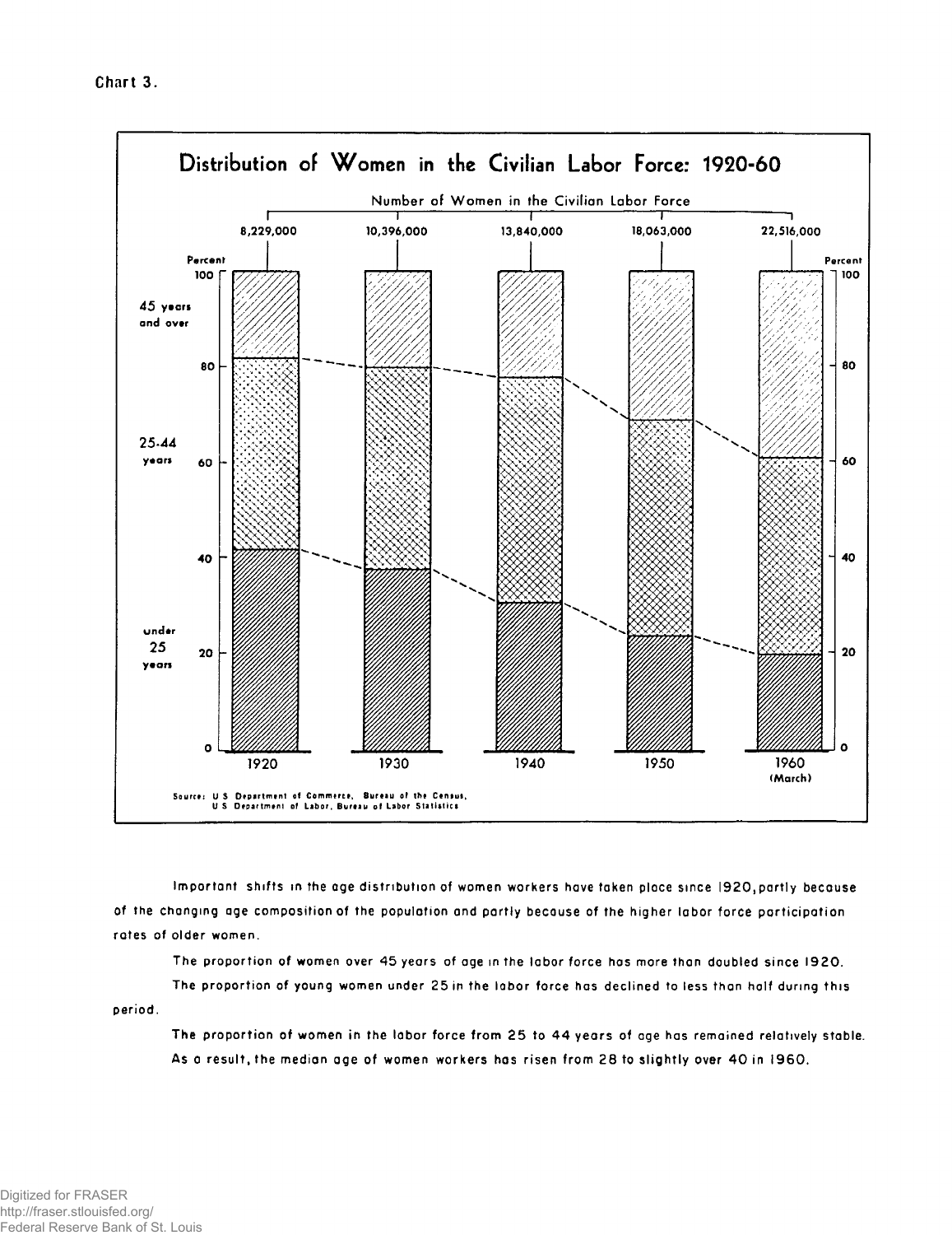Chart 3.

## Distribution of Women in the Civilian Labor Force: 1920-60

Number of Women in the Civilian Labor Force

| 1920 | 1930 | 1940 | 1950 | 1960 (March) |
|---|---|---|---|---|
| 8,229,000 | 10,396,000 | 13,840,000 | 18,063,000 | 22,516,000 |

Source: U S Department of Commerce, Bureau of the Census, U S Department of Labor, Bureau of Labor Statistics

Important shifts in the age distribution of women workers have taken place since 1920, partly because of the changing age composition of the population and partly because of the higher labor force participation rates of older women.

The proportion of women over 45 years of age in the labor force has more than doubled since 1920.

The proportion of young women under 25 in the labor force has declined to less than half during this period.

The proportion of women in the labor force from 25 to 44 years of age has remained relatively stable. As a result, the median age of women workers has risen from 28 to slightly over 40 in 1960.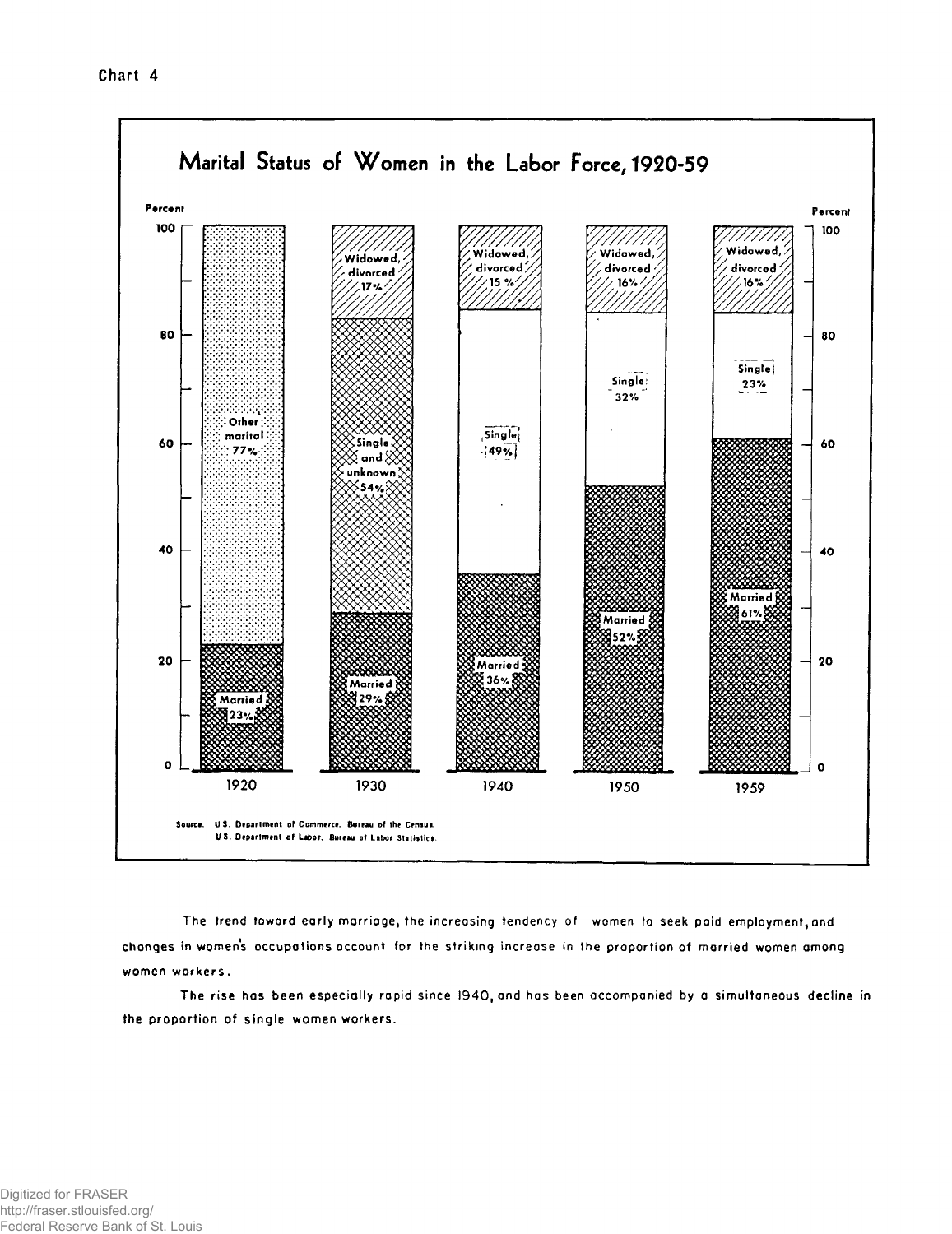Chart 4

## Marital Status of Women in the Labor Force, 1920-59

| Year | Married | Single | Widowed, divorced |
|---|---|---|---|
| 1920 | 23% | Other marital 77% | |
| 1930 | 29% | Single and unknown 54% | 17% |
| 1940 | 36% | 49% | 15% |
| 1950 | 52% | 32% | 16% |
| 1959 | 61% | 23% | 16% |

Source. U.S. Department of Commerce, Bureau of the Census.
U.S. Department of Labor, Bureau of Labor Statistics.

The trend toward early marriage, the increasing tendency of women to seek paid employment, and changes in women's occupations account for the striking increase in the proportion of married women among women workers.

The rise has been especially rapid since 1940, and has been accompanied by a simultaneous decline in the proportion of single women workers.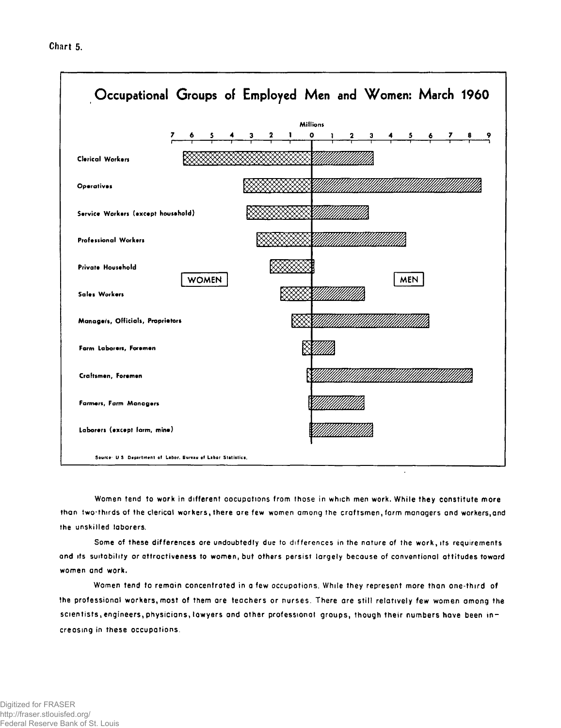Chart 5.

## Occupational Groups of Employed Men and Women: March 1960

Millions

7 6 5 4 3 2 1 0 1 2 3 4 5 6 7 8 9

WOMEN | MEN

- Clerical Workers
- Operatives
- Service Workers (except household)
- Professional Workers
- Private Household
- Sales Workers
- Managers, Officials, Proprietors
- Farm Laborers, Foremen
- Craftsmen, Foremen
- Farmers, Farm Managers
- Laborers (except farm, mine)

Source: U.S. Department of Labor, Bureau of Labor Statistics.

Women tend to work in different occupations from those in which men work. While they constitute more than two-thirds of the clerical workers, there are few women among the craftsmen, farm managers and workers, and the unskilled laborers.

Some of these differences are undoubtedly due to differences in the nature of the work, its requirements and its suitability or attractiveness to women, but others persist largely because of conventional attitudes toward women and work.

Women tend to remain concentrated in a few occupations. While they represent more than one-third of the professional workers, most of them are teachers or nurses. There are still relatively few women among the scientists, engineers, physicians, lawyers and other professional groups, though their numbers have been increasing in these occupations.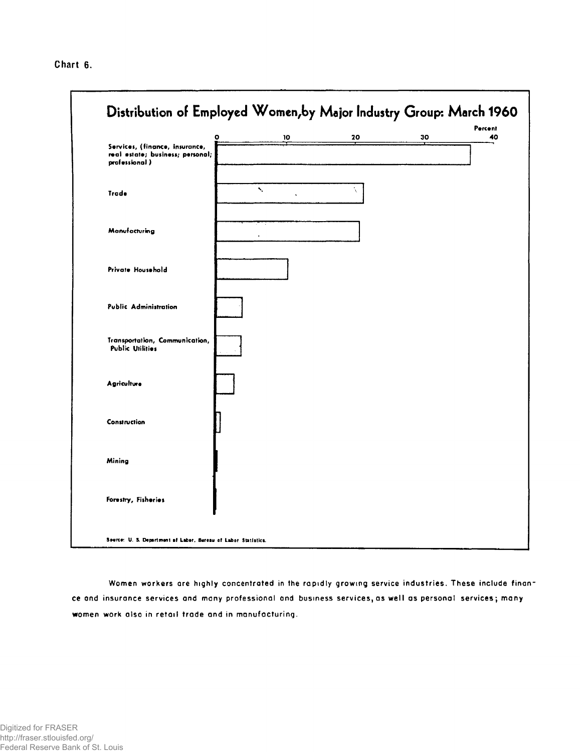Chart 6.

## Distribution of Employed Women, by Major Industry Group: March 1960

Percent

0 10 20 30 40

Services, (finance, insurance, real estate; business; personal; professional)

Trade

Manufacturing

Private Household

Public Administration

Transportation, Communication, Public Utilities

Agriculture

Construction

Mining

Forestry, Fisheries

Source: U. S. Department of Labor, Bureau of Labor Statistics.

Women workers are highly concentrated in the rapidly growing service industries. These include finance and insurance services and many professional and business services, as well as personal services; many women work also in retail trade and in manufacturing.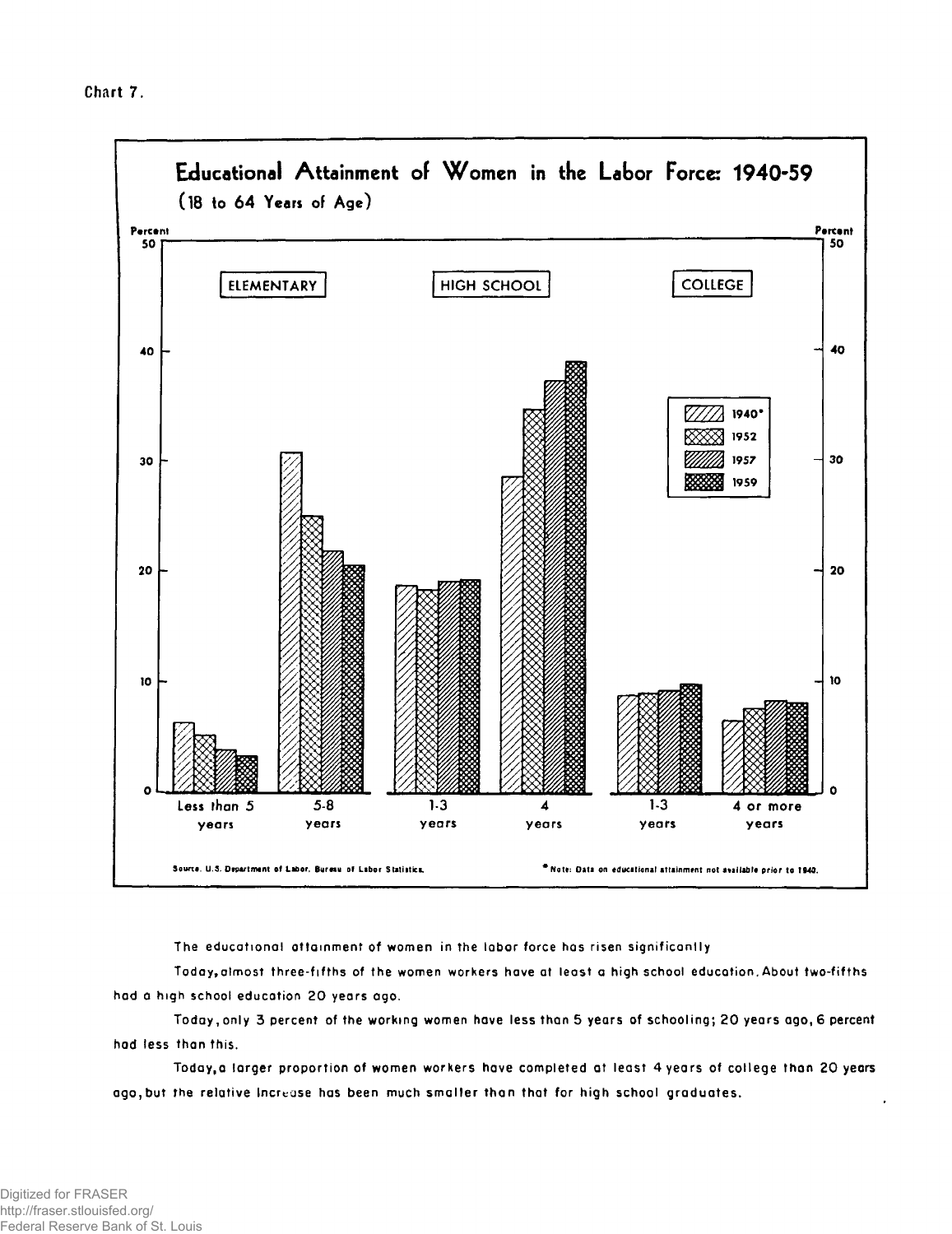Chart 7.

## Educational Attainment of Women in the Labor Force: 1940-59

(18 to 64 Years of Age)

ELEMENTARY | HIGH SCHOOL | COLLEGE

Percent

1940* | 1952 | 1957 | 1959

Less than 5 years | 5-8 years | 1-3 years | 4 years | 1-3 years | 4 or more years

Source: U.S. Department of Labor, Bureau of Labor Statistics.

*Note: Data on educational attainment not available prior to 1940.

The educational attainment of women in the labor force has risen significantly

Today, almost three-fifths of the women workers have at least a high school education. About two-fifths had a high school education 20 years ago.

Today, only 3 percent of the working women have less than 5 years of schooling; 20 years ago, 6 percent had less than this.

Today, a larger proportion of women workers have completed at least 4 years of college than 20 years ago, but the relative increase has been much smaller than that for high school graduates.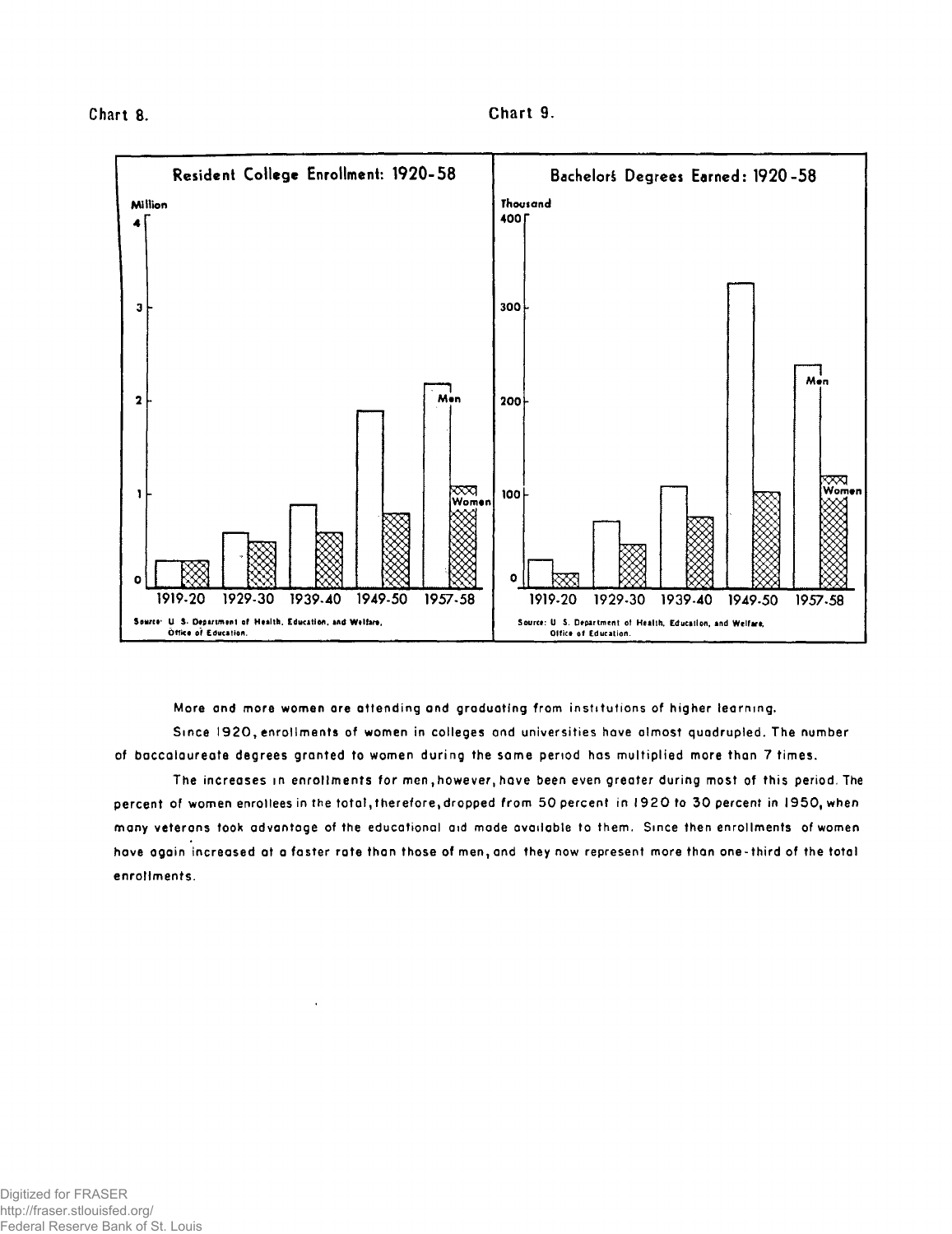Chart 8.

Chart 9.

**Resident College Enrollment: 1920-58**

Million

Source: U. S. Department of Health, Education, and Welfare, Office of Education.

**Bachelor's Degrees Earned: 1920-58**

Thousand

Source: U. S. Department of Health, Education, and Welfare, Office of Education.

More and more women are attending and graduating from institutions of higher learning.

Since 1920, enrollments of women in colleges and universities have almost quadrupled. The number of baccalaureate degrees granted to women during the same period has multiplied more than 7 times.

The increases in enrollments for men, however, have been even greater during most of this period. The percent of women enrollees in the total, therefore, dropped from 50 percent in 1920 to 30 percent in 1950, when many veterans took advantage of the educational aid made available to them. Since then enrollments of women have again increased at a faster rate than those of men, and they now represent more than one-third of the total enrollments.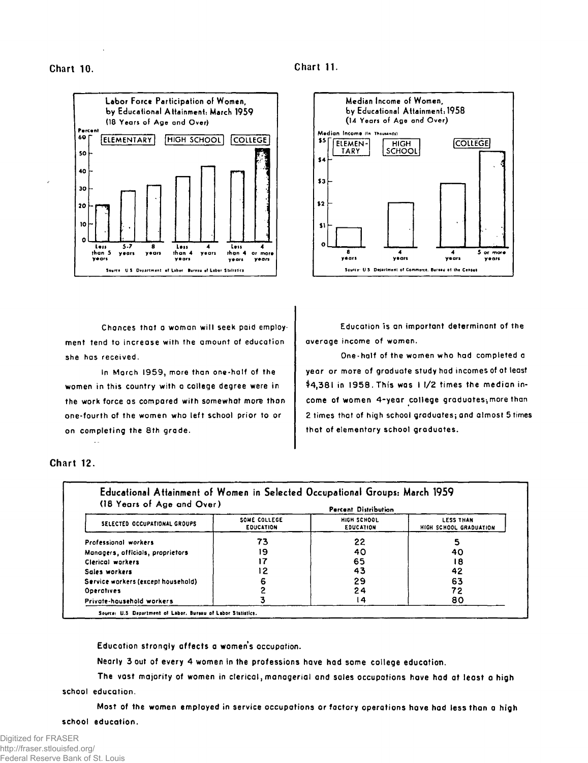Chart 10.

Labor Force Participation of Women, by Educational Attainment: March 1959
(18 Years of Age and Over)

Percent

60
50
40
30
20
10
0

ELEMENTARY

HIGH SCHOOL

COLLEGE

Less than 5 years
5-7 years
8 years
Less than 4 years
4 years
Less than 4 years
4 or more years

Source: U.S. Department of Labor, Bureau of Labor Statistics

Chart 11.

Median Income of Women, by Educational Attainment: 1958
(14 Years of Age and Over)

Median Income (In Thousands)

$5
$4
$3
$2
$1
0

ELEMENTARY

HIGH SCHOOL

COLLEGE

8 years
4 years
4 years
5 or more years

Source: U.S. Department of Commerce, Bureau of the Census

Chances that a woman will seek paid employment tend to increase with the amount of education she has received.

In March 1959, more than one-half of the women in this country with a college degree were in the work force as compared with somewhat more than one-fourth of the women who left school prior to or on completing the 8th grade.

Education is an important determinant of the average income of women.

One-half of the women who had completed a year or more of graduate study had incomes of at least $4,381 in 1958. This was 1 1/2 times the median income of women 4-year college graduates; more than 2 times that of high school graduates; and almost 5 times that of elementary school graduates.

Chart 12.

**Educational Attainment of Women in Selected Occupational Groups: March 1959**
(18 Years of Age and Over)

| SELECTED OCCUPATIONAL GROUPS | Percent Distribution | | |
|---|---|---|---|
| | SOME COLLEGE EDUCATION | HIGH SCHOOL EDUCATION | LESS THAN HIGH SCHOOL GRADUATION |
| Professional workers | 73 | 22 | 5 |
| Managers, officials, proprietors | 19 | 40 | 40 |
| Clerical workers | 17 | 65 | 18 |
| Sales workers | 12 | 43 | 42 |
| Service workers (except household) | 6 | 29 | 63 |
| Operatives | 2 | 24 | 72 |
| Private-household workers | 3 | 14 | 80 |

Source: U.S. Department of Labor, Bureau of Labor Statistics.

Education strongly affects a women's occupation.

Nearly 3 out of every 4 women in the professions have had some college education.

The vast majority of women in clerical, managerial and sales occupations have had at least a high school education.

Most of the women employed in service occupations or factory operations have had less than a high school education.